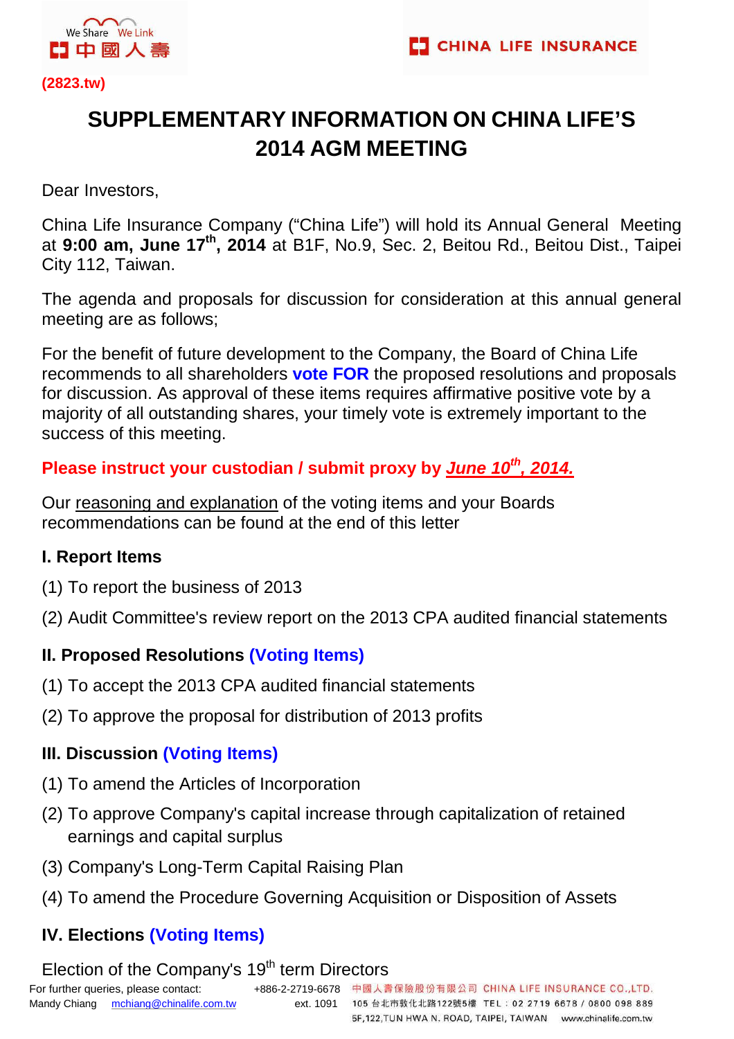(2823.tw)

# SUPPLEMENTARY INFORMATION ON CHINA LIFE'S 2014 AGM MEETING

Dear Investors,

China Life Insurance Company ("China Life") will hold its Annual General Meeting at **9:00 am, June 17th, 2014** at B1F, No.9, Sec. 2, Beitou Rd., Beitou Dist., Taipei City 112, Taiwan.

The agenda and proposals for discussion for consideration at this annual general meeting are as follows;

For the benefit of future development to the Company, the Board of China Life recommends to all shareholders **vote FOR** the proposed resolutions and proposals for discussion. As approval of these items requires affirmative positive vote by a majority of all outstanding shares, your timely vote is extremely important to the success of this meeting.

**Please instruct your custodian / submit proxy by *June 10th, 2014.***

Our reasoning and explanation of the voting items and your Boards recommendations can be found at the end of this letter

### I. Report Items

(1) To report the business of 2013

(2) Audit Committee's review report on the 2013 CPA audited financial statements

### II. Proposed Resolutions (Voting Items)

(1) To accept the 2013 CPA audited financial statements

(2) To approve the proposal for distribution of 2013 profits

### III. Discussion (Voting Items)

(1) To amend the Articles of Incorporation

(2) To approve Company's capital increase through capitalization of retained earnings and capital surplus

(3) Company's Long-Term Capital Raising Plan

(4) To amend the Procedure Governing Acquisition or Disposition of Assets

### IV. Elections (Voting Items)

Election of the Company's 19th term Directors

For further queries, please contact: Mandy Chiang mchiang@chinalife.com.tw +886-2-2719-6678 ext. 1091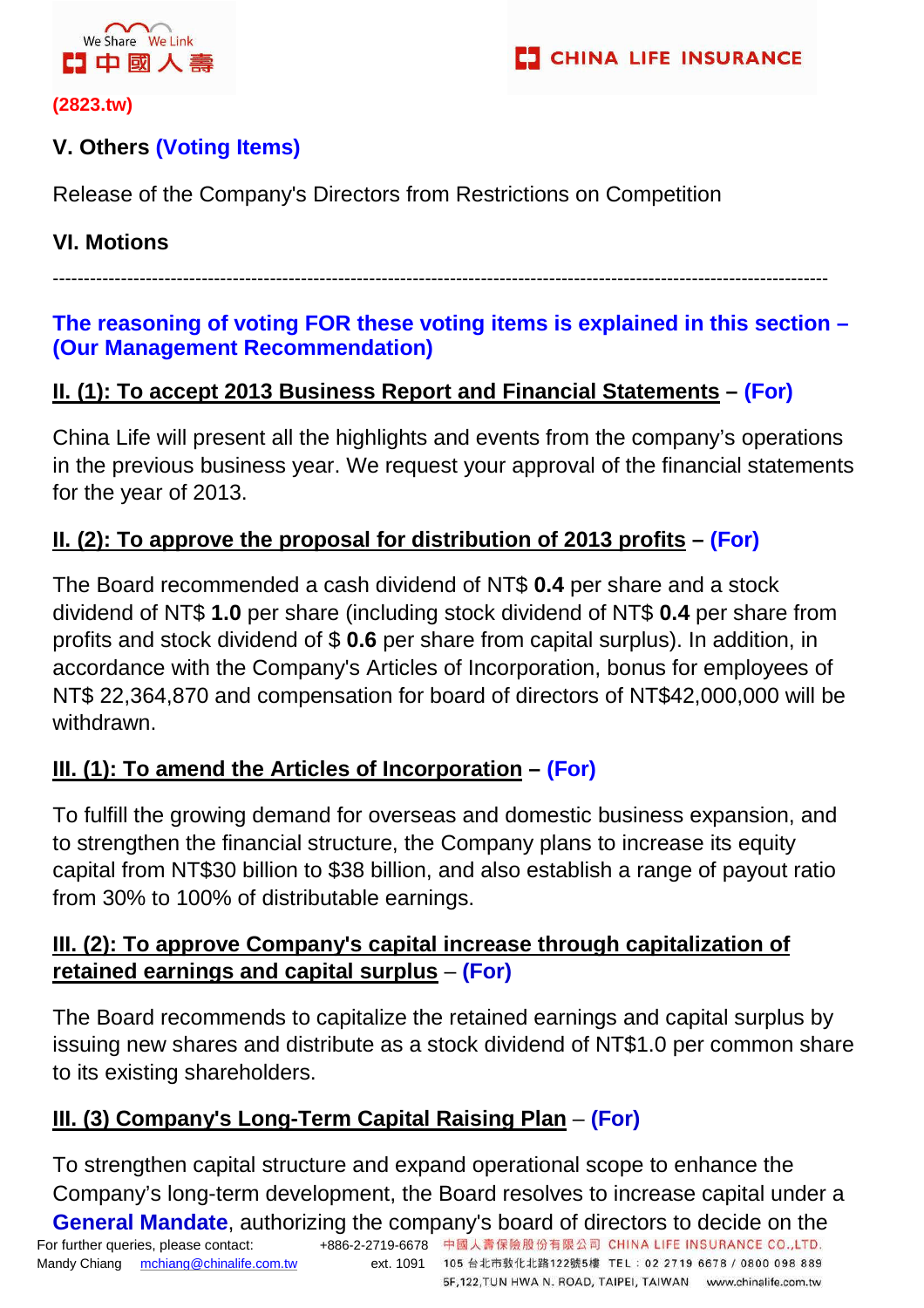(2823.tw)

## V. Others (Voting Items)

Release of the Company's Directors from Restrictions on Competition

## VI. Motions

---

**The reasoning of voting FOR these voting items is explained in this section – (Our Management Recommendation)**

### II. (1): To accept 2013 Business Report and Financial Statements – (For)

China Life will present all the highlights and events from the company's operations in the previous business year. We request your approval of the financial statements for the year of 2013.

### II. (2): To approve the proposal for distribution of 2013 profits – (For)

The Board recommended a cash dividend of NT$ **0.4** per share and a stock dividend of NT$ **1.0** per share (including stock dividend of NT$ **0.4** per share from profits and stock dividend of $ **0.6** per share from capital surplus). In addition, in accordance with the Company's Articles of Incorporation, bonus for employees of NT$ 22,364,870 and compensation for board of directors of NT$42,000,000 will be withdrawn.

### III. (1): To amend the Articles of Incorporation – (For)

To fulfill the growing demand for overseas and domestic business expansion, and to strengthen the financial structure, the Company plans to increase its equity capital from NT$30 billion to $38 billion, and also establish a range of payout ratio from 30% to 100% of distributable earnings.

### III. (2): To approve Company's capital increase through capitalization of retained earnings and capital surplus – (For)

The Board recommends to capitalize the retained earnings and capital surplus by issuing new shares and distribute as a stock dividend of NT$1.0 per common share to its existing shareholders.

### III. (3) Company's Long-Term Capital Raising Plan – (For)

To strengthen capital structure and expand operational scope to enhance the Company's long-term development, the Board resolves to increase capital under a **General Mandate**, authorizing the company's board of directors to decide on the

For further queries, please contact: Mandy Chiang mchiang@chinalife.com.tw +886-2-2719-6678 ext. 1091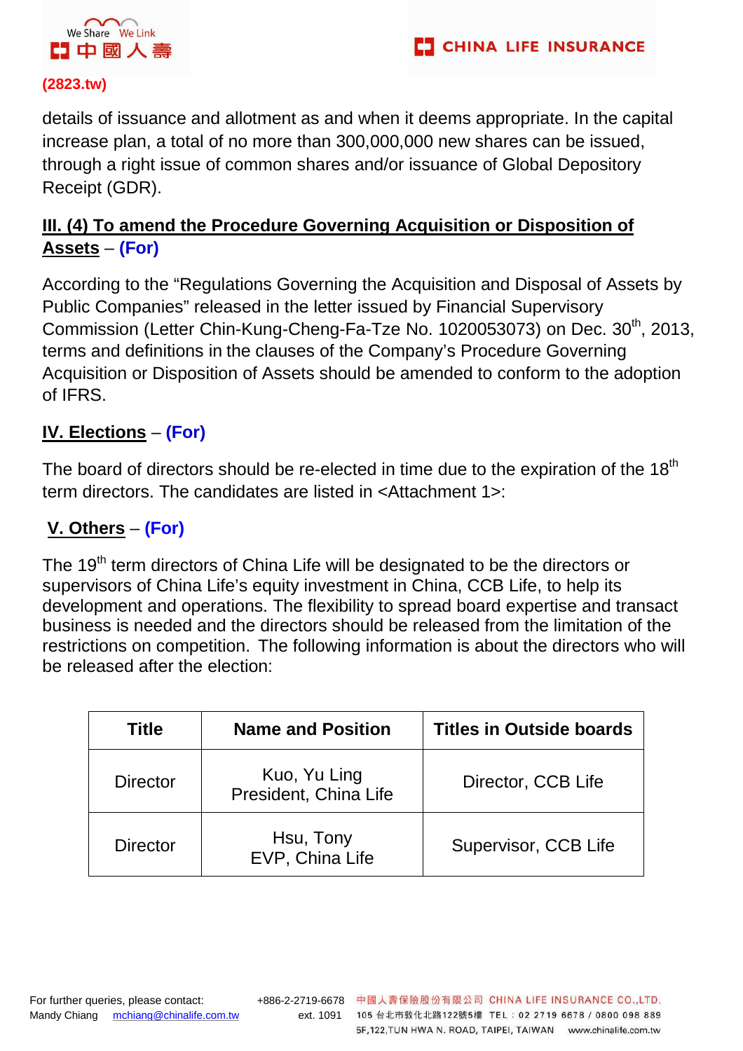details of issuance and allotment as and when it deems appropriate. In the capital increase plan, a total of no more than 300,000,000 new shares can be issued, through a right issue of common shares and/or issuance of Global Depository Receipt (GDR).

**III. (4) To amend the Procedure Governing Acquisition or Disposition of Assets** – **(For)**

According to the "Regulations Governing the Acquisition and Disposal of Assets by Public Companies" released in the letter issued by Financial Supervisory Commission (Letter Chin-Kung-Cheng-Fa-Tze No. 1020053073) on Dec. 30th, 2013, terms and definitions in the clauses of the Company's Procedure Governing Acquisition or Disposition of Assets should be amended to conform to the adoption of IFRS.

**IV. Elections** – **(For)**

The board of directors should be re-elected in time due to the expiration of the 18th term directors. The candidates are listed in <Attachment 1>:

**V. Others** – **(For)**

The 19th term directors of China Life will be designated to be the directors or supervisors of China Life's equity investment in China, CCB Life, to help its development and operations. The flexibility to spread board expertise and transact business is needed and the directors should be released from the limitation of the restrictions on competition. The following information is about the directors who will be released after the election:

| Title | Name and Position | Titles in Outside boards |
|---|---|---|
| Director | Kuo, Yu Ling<br>President, China Life | Director, CCB Life |
| Director | Hsu, Tony<br>EVP, China Life | Supervisor, CCB Life |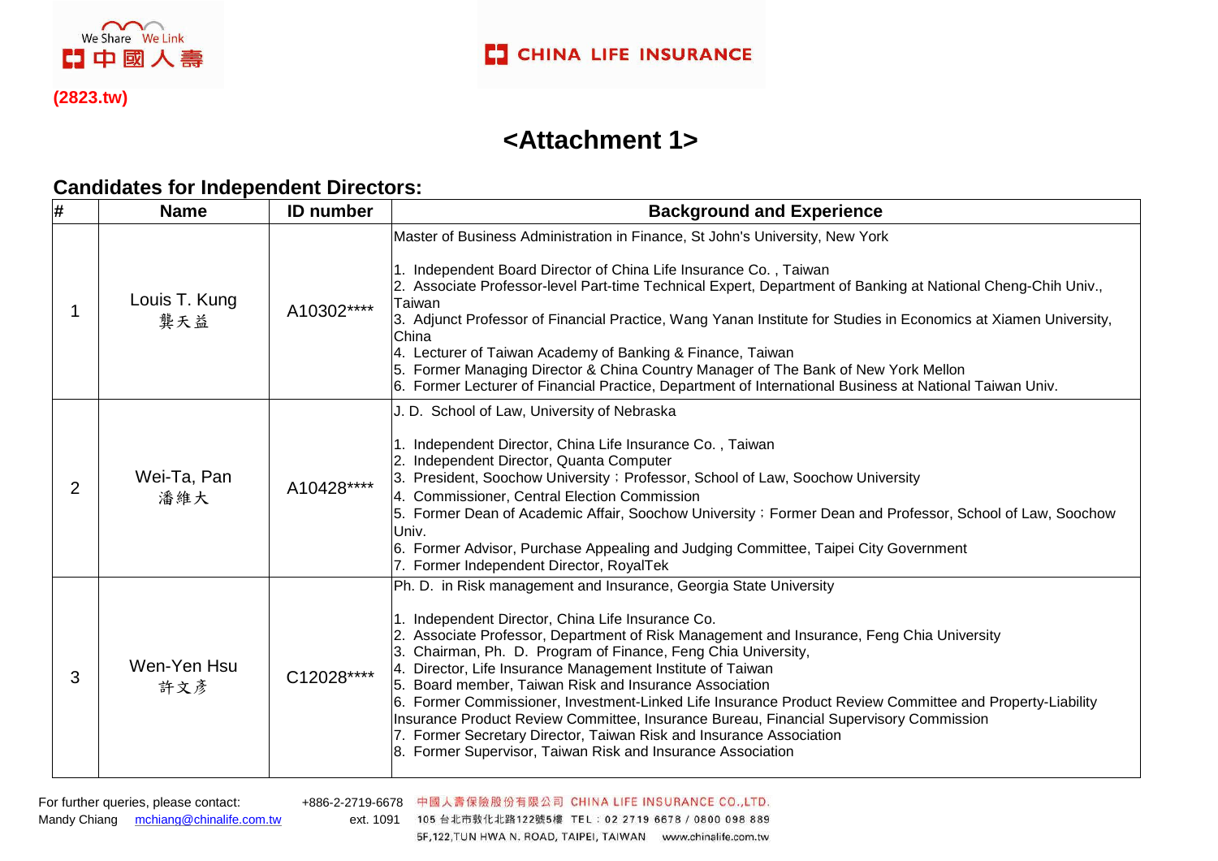(2823.tw)

# <Attachment 1>

## Candidates for Independent Directors:

| # | Name | ID number | Background and Experience |
|---|---|---|---|
| 1 | Louis T. Kung 龔天益 | A10302**** | Master of Business Administration in Finance, St John's University, New York<br><br>1. Independent Board Director of China Life Insurance Co. , Taiwan<br>2. Associate Professor-level Part-time Technical Expert, Department of Banking at National Cheng-Chih Univ., Taiwan<br>3. Adjunct Professor of Financial Practice, Wang Yanan Institute for Studies in Economics at Xiamen University, China<br>4. Lecturer of Taiwan Academy of Banking & Finance, Taiwan<br>5. Former Managing Director & China Country Manager of The Bank of New York Mellon<br>6. Former Lecturer of Financial Practice, Department of International Business at National Taiwan Univ. |
| 2 | Wei-Ta, Pan 潘維大 | A10428**** | J. D. School of Law, University of Nebraska<br><br>1. Independent Director, China Life Insurance Co. , Taiwan<br>2. Independent Director, Quanta Computer<br>3. President, Soochow University；Professor, School of Law, Soochow University<br>4. Commissioner, Central Election Commission<br>5. Former Dean of Academic Affair, Soochow University；Former Dean and Professor, School of Law, Soochow Univ.<br>6. Former Advisor, Purchase Appealing and Judging Committee, Taipei City Government<br>7. Former Independent Director, RoyalTek |
| 3 | Wen-Yen Hsu 許文彥 | C12028**** | Ph. D. in Risk management and Insurance, Georgia State University<br><br>1. Independent Director, China Life Insurance Co.<br>2. Associate Professor, Department of Risk Management and Insurance, Feng Chia University<br>3. Chairman, Ph. D. Program of Finance, Feng Chia University,<br>4. Director, Life Insurance Management Institute of Taiwan<br>5. Board member, Taiwan Risk and Insurance Association<br>6. Former Commissioner, Investment-Linked Life Insurance Product Review Committee and Property-Liability Insurance Product Review Committee, Insurance Bureau, Financial Supervisory Commission<br>7. Former Secretary Director, Taiwan Risk and Insurance Association<br>8. Former Supervisor, Taiwan Risk and Insurance Association |

For further queries, please contact: +886-2-2719-6678
Mandy Chiang mchiang@chinalife.com.tw ext. 1091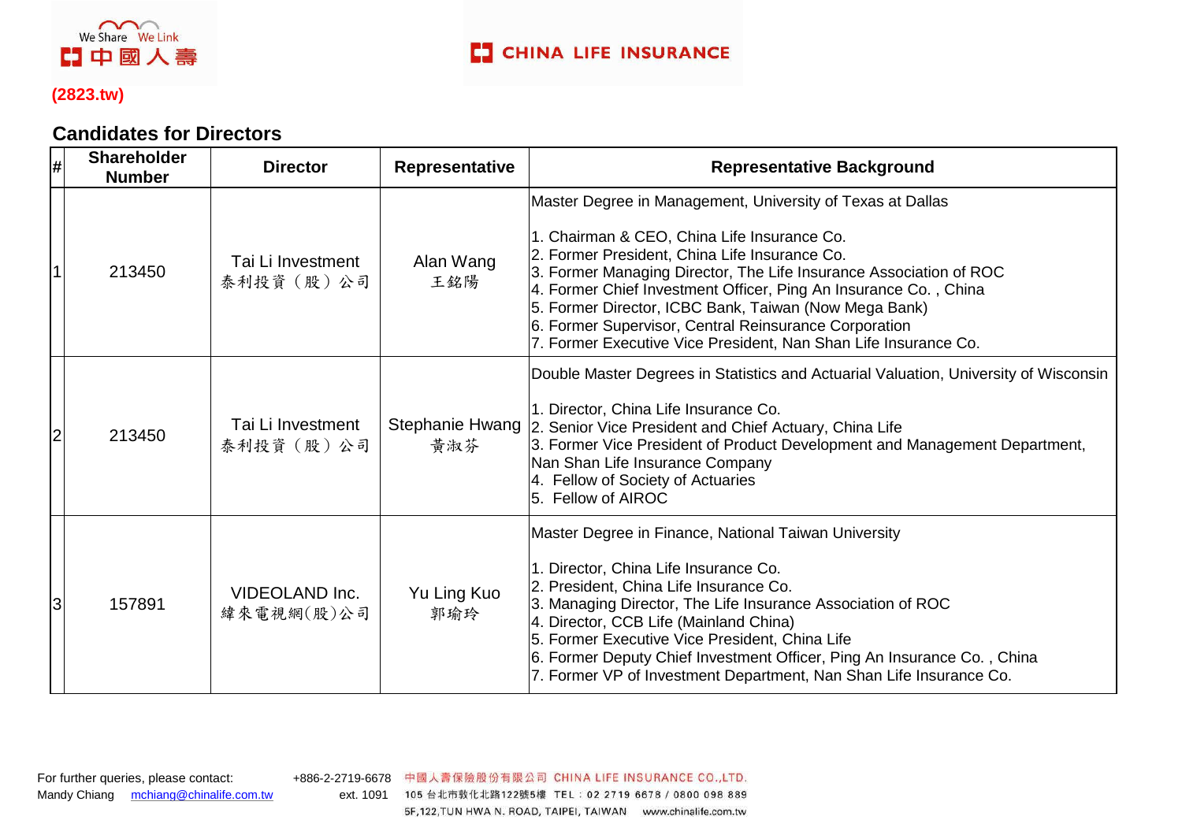(2823.tw)

## Candidates for Directors

| # | Shareholder Number | Director | Representative | Representative Background |
|---|---|---|---|---|
| 1 | 213450 | Tai Li Investment 泰利投資（股）公司 | Alan Wang 王銘陽 | Master Degree in Management, University of Texas at Dallas<br><br>1. Chairman & CEO, China Life Insurance Co.<br>2. Former President, China Life Insurance Co.<br>3. Former Managing Director, The Life Insurance Association of ROC<br>4. Former Chief Investment Officer, Ping An Insurance Co. , China<br>5. Former Director, ICBC Bank, Taiwan (Now Mega Bank)<br>6. Former Supervisor, Central Reinsurance Corporation<br>7. Former Executive Vice President, Nan Shan Life Insurance Co. |
| 2 | 213450 | Tai Li Investment 泰利投資（股）公司 | Stephanie Hwang 黃淑芬 | Double Master Degrees in Statistics and Actuarial Valuation, University of Wisconsin<br><br>1. Director, China Life Insurance Co.<br>2. Senior Vice President and Chief Actuary, China Life<br>3. Former Vice President of Product Development and Management Department, Nan Shan Life Insurance Company<br>4. Fellow of Society of Actuaries<br>5. Fellow of AIROC |
| 3 | 157891 | VIDEOLAND Inc. 緯來電視網(股)公司 | Yu Ling Kuo 郭瑜玲 | Master Degree in Finance, National Taiwan University<br><br>1. Director, China Life Insurance Co.<br>2. President, China Life Insurance Co.<br>3. Managing Director, The Life Insurance Association of ROC<br>4. Director, CCB Life (Mainland China)<br>5. Former Executive Vice President, China Life<br>6. Former Deputy Chief Investment Officer, Ping An Insurance Co. , China<br>7. Former VP of Investment Department, Nan Shan Life Insurance Co. |

For further queries, please contact: Mandy Chiang mchiang@chinalife.com.tw +886-2-2719-6678 ext. 1091

中國人壽保險股份有限公司 CHINA LIFE INSURANCE CO.,LTD.
105 台北市敦化北路122號5樓 TEL：02 2719 6678 / 0800 098 889
5F,122,TUN HWA N. ROAD, TAIPEI, TAIWAN www.chinalife.com.tw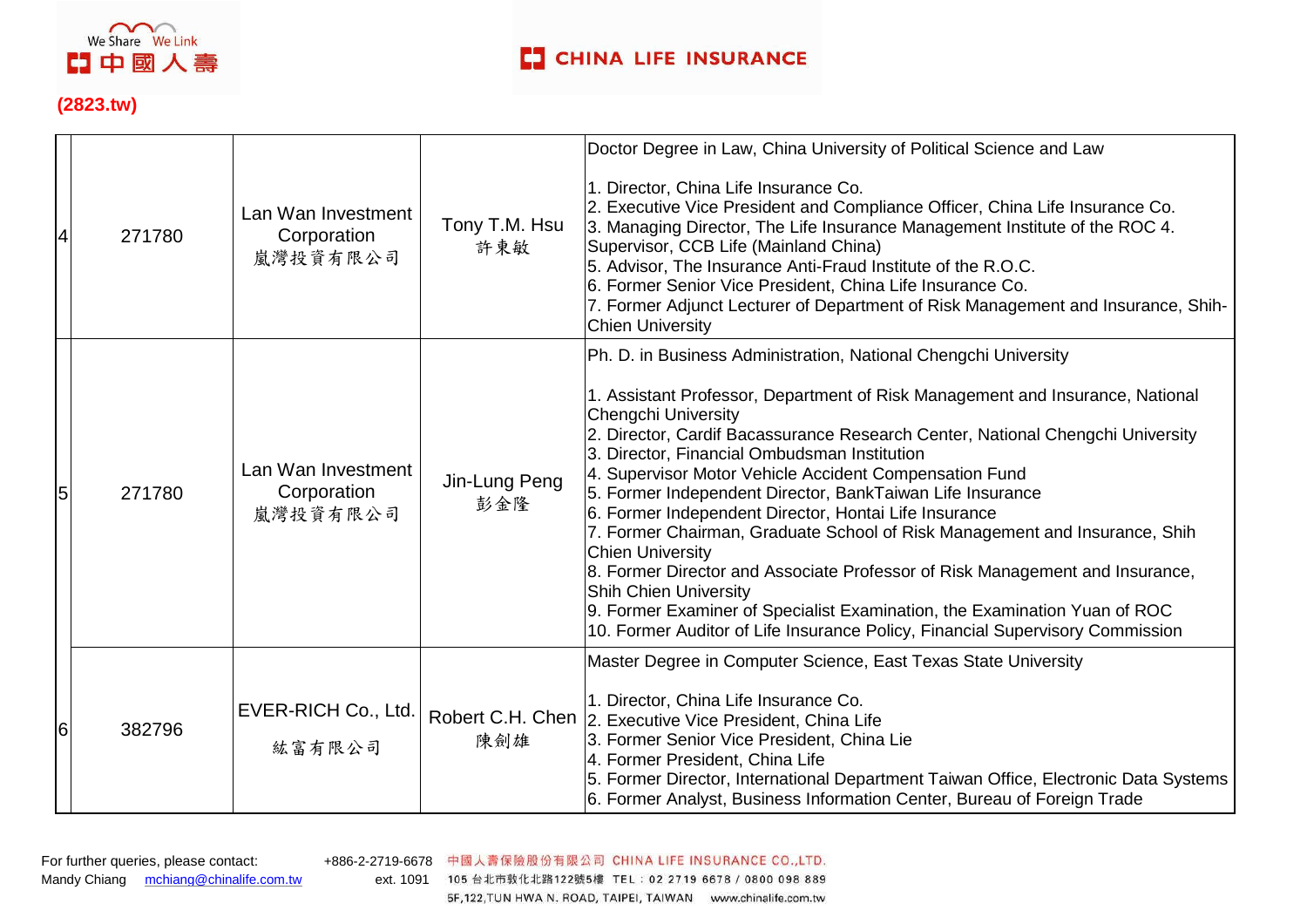**(2823.tw)**

| | | | | |
|---|---|---|---|---|
| 4 | 271780 | Lan Wan Investment Corporation 嵐灣投資有限公司 | Tony T.M. Hsu 許東敏 | Doctor Degree in Law, China University of Political Science and Law<br><br>1. Director, China Life Insurance Co.<br>2. Executive Vice President and Compliance Officer, China Life Insurance Co.<br>3. Managing Director, The Life Insurance Management Institute of the ROC 4. Supervisor, CCB Life (Mainland China)<br>5. Advisor, The Insurance Anti-Fraud Institute of the R.O.C.<br>6. Former Senior Vice President, China Life Insurance Co.<br>7. Former Adjunct Lecturer of Department of Risk Management and Insurance, Shih-Chien University |
| 5 | 271780 | Lan Wan Investment Corporation 嵐灣投資有限公司 | Jin-Lung Peng 彭金隆 | Ph. D. in Business Administration, National Chengchi University<br><br>1. Assistant Professor, Department of Risk Management and Insurance, National Chengchi University<br>2. Director, Cardif Bacassurance Research Center, National Chengchi University<br>3. Director, Financial Ombudsman Institution<br>4. Supervisor Motor Vehicle Accident Compensation Fund<br>5. Former Independent Director, BankTaiwan Life Insurance<br>6. Former Independent Director, Hontai Life Insurance<br>7. Former Chairman, Graduate School of Risk Management and Insurance, Shih Chien University<br>8. Former Director and Associate Professor of Risk Management and Insurance, Shih Chien University<br>9. Former Examiner of Specialist Examination, the Examination Yuan of ROC<br>10. Former Auditor of Life Insurance Policy, Financial Supervisory Commission |
| 6 | 382796 | EVER-RICH Co., Ltd. 紘富有限公司 | Robert C.H. Chen 陳劍雄 | Master Degree in Computer Science, East Texas State University<br><br>1. Director, China Life Insurance Co.<br>2. Executive Vice President, China Life<br>3. Former Senior Vice President, China Lie<br>4. Former President, China Life<br>5. Former Director, International Department Taiwan Office, Electronic Data Systems<br>6. Former Analyst, Business Information Center, Bureau of Foreign Trade |

For further queries, please contact: Mandy Chiang mchiang@chinalife.com.tw +886-2-2719-6678 ext. 1091